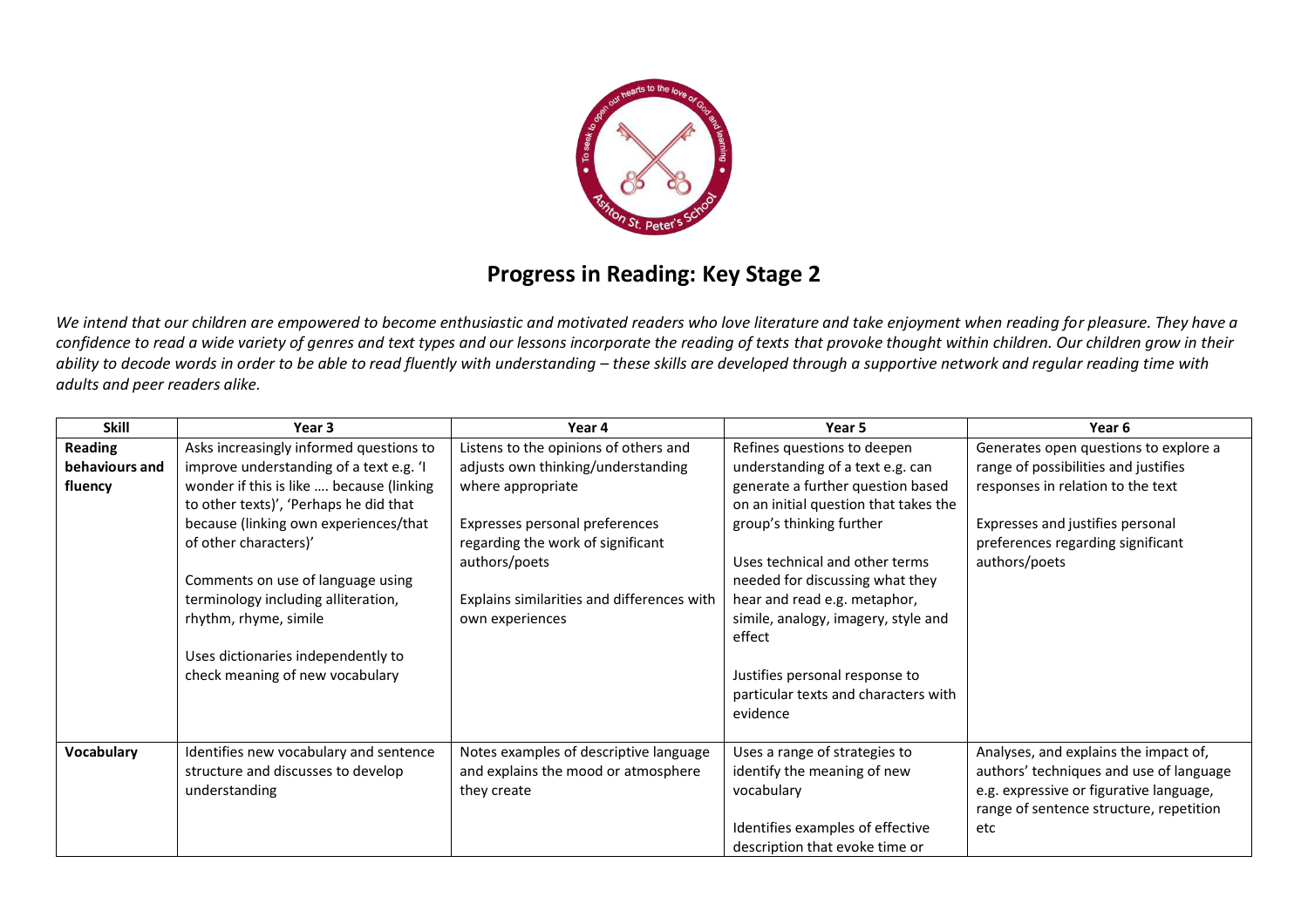# Progress in Reading: Key Stage 2

*We intend that our children are empowered to become enthusiastic and motivated readers who love literature and take enjoyment when reading for pleasure. They have a confidence to read a wide variety of genres and text types and our lessons incorporate the reading of texts that provoke thought within children. Our children grow in their ability to decode words in order to be able to read fluently with understanding – these skills are developed through a supportive network and regular reading time with adults and peer readers alike.*

| Skill | Year 3 | Year 4 | Year 5 | Year 6 |
|---|---|---|---|---|
| **Reading behaviours and fluency** | Asks increasingly informed questions to improve understanding of a text e.g. 'I wonder if this is like …. because (linking to other texts)', 'Perhaps he did that because (linking own experiences/that of other characters)'<br><br>Comments on use of language using terminology including alliteration, rhythm, rhyme, simile<br><br>Uses dictionaries independently to check meaning of new vocabulary | Listens to the opinions of others and adjusts own thinking/understanding where appropriate<br><br>Expresses personal preferences regarding the work of significant authors/poets<br><br>Explains similarities and differences with own experiences | Refines questions to deepen understanding of a text e.g. can generate a further question based on an initial question that takes the group's thinking further<br><br>Uses technical and other terms needed for discussing what they hear and read e.g. metaphor, simile, analogy, imagery, style and effect<br><br>Justifies personal response to particular texts and characters with evidence | Generates open questions to explore a range of possibilities and justifies responses in relation to the text<br><br>Expresses and justifies personal preferences regarding significant authors/poets |
| **Vocabulary** | Identifies new vocabulary and sentence structure and discusses to develop understanding | Notes examples of descriptive language and explains the mood or atmosphere they create | Uses a range of strategies to identify the meaning of new vocabulary<br><br>Identifies examples of effective description that evoke time or | Analyses, and explains the impact of, authors' techniques and use of language e.g. expressive or figurative language, range of sentence structure, repetition etc |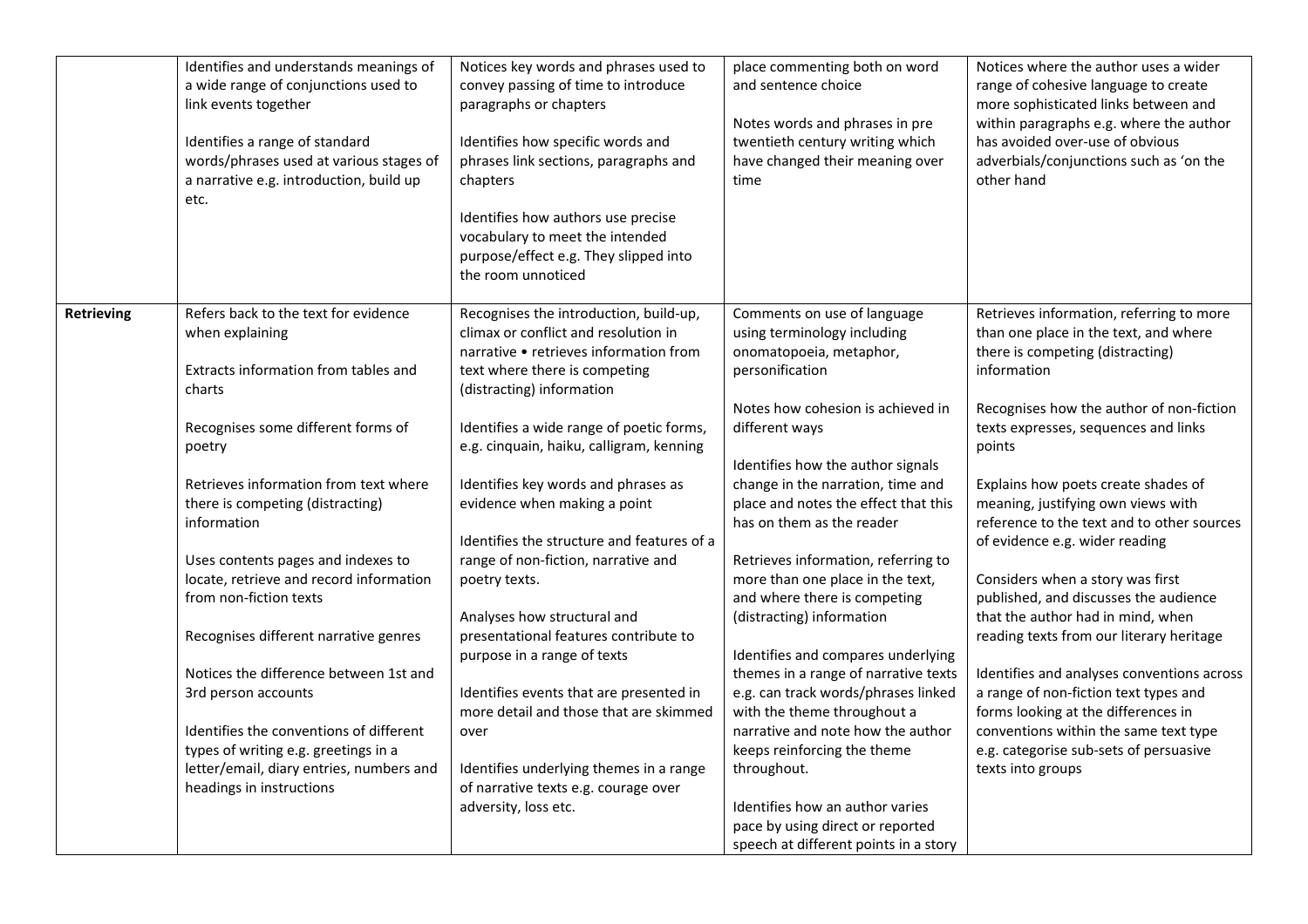| | | | | |
|---|---|---|---|---|
| | Identifies and understands meanings of a wide range of conjunctions used to link events together<br><br>Identifies a range of standard words/phrases used at various stages of a narrative e.g. introduction, build up etc. | Notices key words and phrases used to convey passing of time to introduce paragraphs or chapters<br><br>Identifies how specific words and phrases link sections, paragraphs and chapters<br><br>Identifies how authors use precise vocabulary to meet the intended purpose/effect e.g. They slipped into the room unnoticed | place commenting both on word and sentence choice<br><br>Notes words and phrases in pre twentieth century writing which have changed their meaning over time | Notices where the author uses a wider range of cohesive language to create more sophisticated links between and within paragraphs e.g. where the author has avoided over-use of obvious adverbials/conjunctions such as 'on the other hand |
| **Retrieving** | Refers back to the text for evidence when explaining<br><br>Extracts information from tables and charts<br><br>Recognises some different forms of poetry<br><br>Retrieves information from text where there is competing (distracting) information<br><br>Uses contents pages and indexes to locate, retrieve and record information from non-fiction texts<br><br>Recognises different narrative genres<br><br>Notices the difference between 1st and 3rd person accounts<br><br>Identifies the conventions of different types of writing e.g. greetings in a letter/email, diary entries, numbers and headings in instructions | Recognises the introduction, build-up, climax or conflict and resolution in narrative • retrieves information from text where there is competing (distracting) information<br><br>Identifies a wide range of poetic forms, e.g. cinquain, haiku, calligram, kenning<br><br>Identifies key words and phrases as evidence when making a point<br><br>Identifies the structure and features of a range of non-fiction, narrative and poetry texts.<br><br>Analyses how structural and presentational features contribute to purpose in a range of texts<br><br>Identifies events that are presented in more detail and those that are skimmed over<br><br>Identifies underlying themes in a range of narrative texts e.g. courage over adversity, loss etc. | Comments on use of language using terminology including onomatopoeia, metaphor, personification<br><br>Notes how cohesion is achieved in different ways<br><br>Identifies how the author signals change in the narration, time and place and notes the effect that this has on them as the reader<br><br>Retrieves information, referring to more than one place in the text, and where there is competing (distracting) information<br><br>Identifies and compares underlying themes in a range of narrative texts e.g. can track words/phrases linked with the theme throughout a narrative and note how the author keeps reinforcing the theme throughout.<br><br>Identifies how an author varies pace by using direct or reported speech at different points in a story | Retrieves information, referring to more than one place in the text, and where there is competing (distracting) information<br><br>Recognises how the author of non-fiction texts expresses, sequences and links points<br><br>Explains how poets create shades of meaning, justifying own views with reference to the text and to other sources of evidence e.g. wider reading<br><br>Considers when a story was first published, and discusses the audience that the author had in mind, when reading texts from our literary heritage<br><br>Identifies and analyses conventions across a range of non-fiction text types and forms looking at the differences in conventions within the same text type e.g. categorise sub-sets of persuasive texts into groups |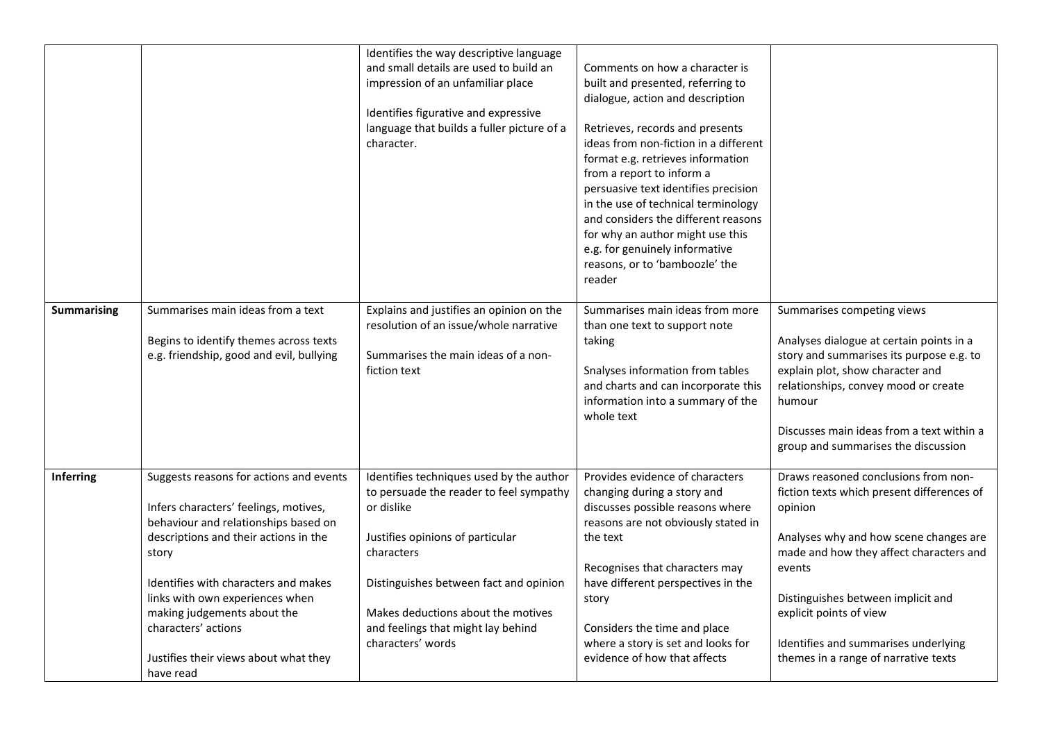| | | | | |
|---|---|---|---|---|
| | | Identifies the way descriptive language and small details are used to build an impression of an unfamiliar place<br><br>Identifies figurative and expressive language that builds a fuller picture of a character. | Comments on how a character is built and presented, referring to dialogue, action and description<br><br>Retrieves, records and presents ideas from non-fiction in a different format e.g. retrieves information from a report to inform a persuasive text identifies precision in the use of technical terminology and considers the different reasons for why an author might use this e.g. for genuinely informative reasons, or to 'bamboozle' the reader | |
| **Summarising** | Summarises main ideas from a text<br><br>Begins to identify themes across texts e.g. friendship, good and evil, bullying | Explains and justifies an opinion on the resolution of an issue/whole narrative<br><br>Summarises the main ideas of a non-fiction text | Summarises main ideas from more than one text to support note taking<br><br>Snalyses information from tables and charts and can incorporate this information into a summary of the whole text | Summarises competing views<br><br>Analyses dialogue at certain points in a story and summarises its purpose e.g. to explain plot, show character and relationships, convey mood or create humour<br><br>Discusses main ideas from a text within a group and summarises the discussion |
| **Inferring** | Suggests reasons for actions and events<br><br>Infers characters' feelings, motives, behaviour and relationships based on descriptions and their actions in the story<br><br>Identifies with characters and makes links with own experiences when making judgements about the characters' actions<br><br>Justifies their views about what they have read | Identifies techniques used by the author to persuade the reader to feel sympathy or dislike<br><br>Justifies opinions of particular characters<br><br>Distinguishes between fact and opinion<br><br>Makes deductions about the motives and feelings that might lay behind characters' words | Provides evidence of characters changing during a story and discusses possible reasons where reasons are not obviously stated in the text<br><br>Recognises that characters may have different perspectives in the story<br><br>Considers the time and place where a story is set and looks for evidence of how that affects | Draws reasoned conclusions from non-fiction texts which present differences of opinion<br><br>Analyses why and how scene changes are made and how they affect characters and events<br><br>Distinguishes between implicit and explicit points of view<br><br>Identifies and summarises underlying themes in a range of narrative texts |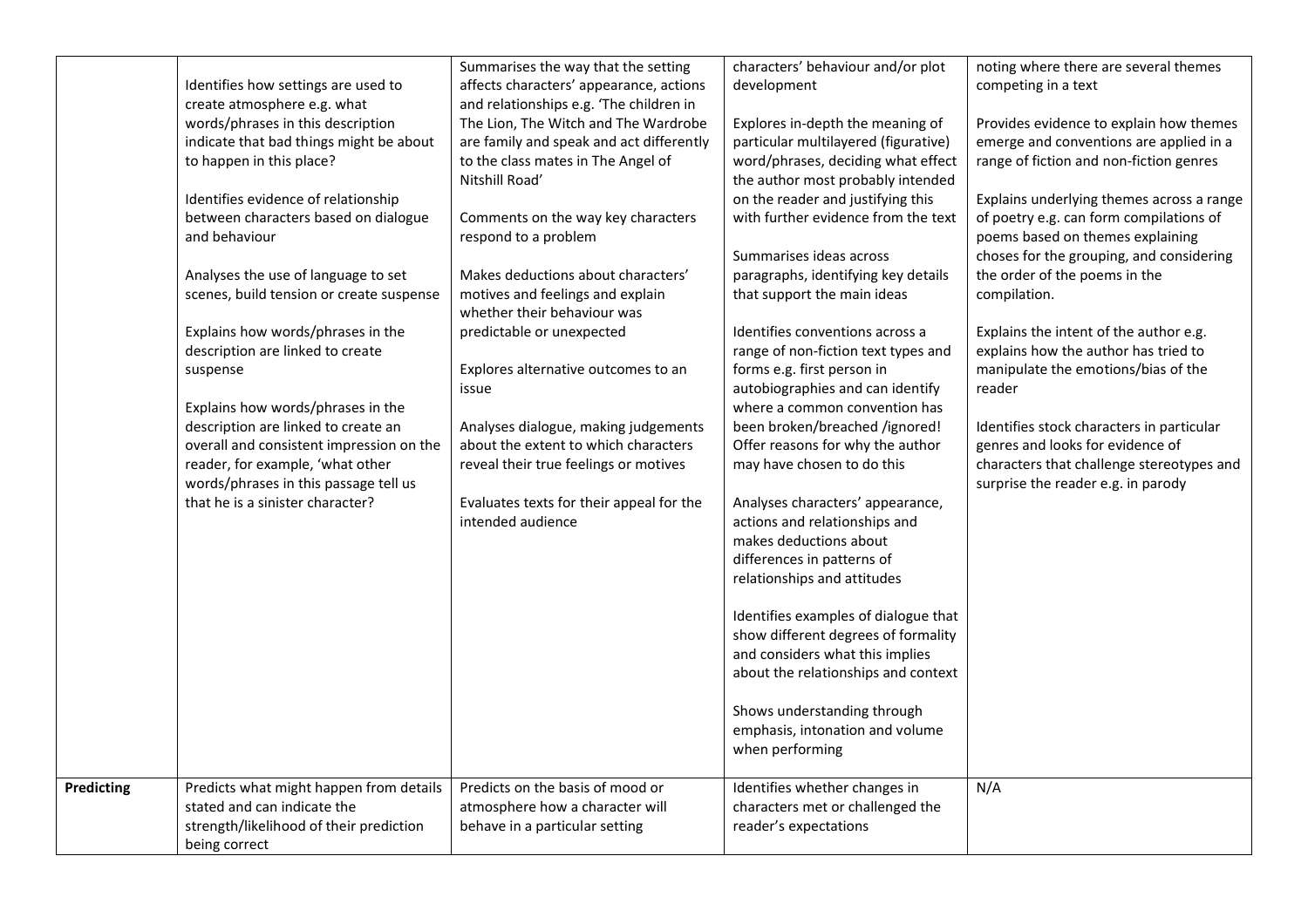| | | | | |
|---|---|---|---|---|
| | Identifies how settings are used to create atmosphere e.g. what words/phrases in this description indicate that bad things might be about to happen in this place?<br><br>Identifies evidence of relationship between characters based on dialogue and behaviour<br><br>Analyses the use of language to set scenes, build tension or create suspense<br><br>Explains how words/phrases in the description are linked to create suspense<br><br>Explains how words/phrases in the description are linked to create an overall and consistent impression on the reader, for example, 'what other words/phrases in this passage tell us that he is a sinister character? | Summarises the way that the setting affects characters' appearance, actions and relationships e.g. 'The children in The Lion, The Witch and The Wardrobe are family and speak and act differently to the class mates in The Angel of Nitshill Road'<br><br>Comments on the way key characters respond to a problem<br><br>Makes deductions about characters' motives and feelings and explain whether their behaviour was predictable or unexpected<br><br>Explores alternative outcomes to an issue<br><br>Analyses dialogue, making judgements about the extent to which characters reveal their true feelings or motives<br><br>Evaluates texts for their appeal for the intended audience | characters' behaviour and/or plot development<br><br>Explores in-depth the meaning of particular multilayered (figurative) word/phrases, deciding what effect the author most probably intended on the reader and justifying this with further evidence from the text<br><br>Summarises ideas across paragraphs, identifying key details that support the main ideas<br><br>Identifies conventions across a range of non-fiction text types and forms e.g. first person in autobiographies and can identify where a common convention has been broken/breached /ignored! Offer reasons for why the author may have chosen to do this<br><br>Analyses characters' appearance, actions and relationships and makes deductions about differences in patterns of relationships and attitudes<br><br>Identifies examples of dialogue that show different degrees of formality and considers what this implies about the relationships and context<br><br>Shows understanding through emphasis, intonation and volume when performing | noting where there are several themes competing in a text<br><br>Provides evidence to explain how themes emerge and conventions are applied in a range of fiction and non-fiction genres<br><br>Explains underlying themes across a range of poetry e.g. can form compilations of poems based on themes explaining choses for the grouping, and considering the order of the poems in the compilation.<br><br>Explains the intent of the author e.g. explains how the author has tried to manipulate the emotions/bias of the reader<br><br>Identifies stock characters in particular genres and looks for evidence of characters that challenge stereotypes and surprise the reader e.g. in parody |
| **Predicting** | Predicts what might happen from details stated and can indicate the strength/likelihood of their prediction being correct | Predicts on the basis of mood or atmosphere how a character will behave in a particular setting | Identifies whether changes in characters met or challenged the reader's expectations | N/A |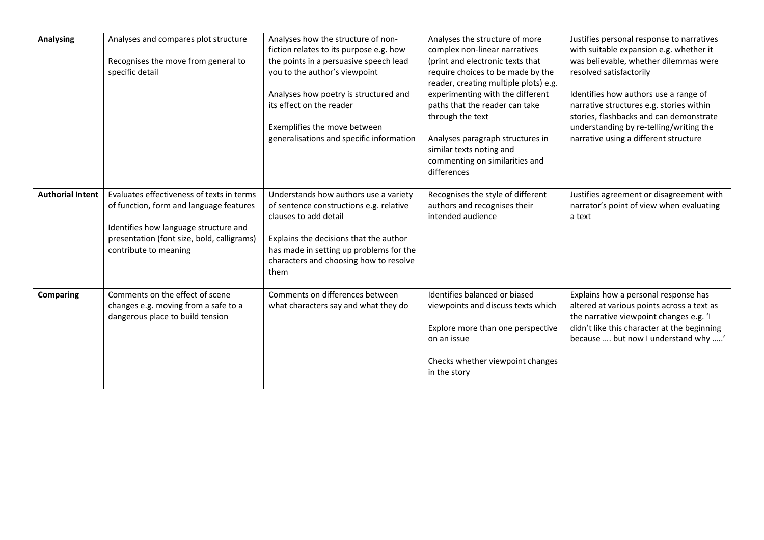| | | | | |
|---|---|---|---|---|
| **Analysing** | Analyses and compares plot structure<br><br>Recognises the move from general to specific detail | Analyses how the structure of non-fiction relates to its purpose e.g. how the points in a persuasive speech lead you to the author's viewpoint<br><br>Analyses how poetry is structured and its effect on the reader<br><br>Exemplifies the move between generalisations and specific information | Analyses the structure of more complex non-linear narratives (print and electronic texts that require choices to be made by the reader, creating multiple plots) e.g. experimenting with the different paths that the reader can take through the text<br><br>Analyses paragraph structures in similar texts noting and commenting on similarities and differences | Justifies personal response to narratives with suitable expansion e.g. whether it was believable, whether dilemmas were resolved satisfactorily<br><br>Identifies how authors use a range of narrative structures e.g. stories within stories, flashbacks and can demonstrate understanding by re-telling/writing the narrative using a different structure |
| **Authorial Intent** | Evaluates effectiveness of texts in terms of function, form and language features<br><br>Identifies how language structure and presentation (font size, bold, calligrams) contribute to meaning | Understands how authors use a variety of sentence constructions e.g. relative clauses to add detail<br><br>Explains the decisions that the author has made in setting up problems for the characters and choosing how to resolve them | Recognises the style of different authors and recognises their intended audience | Justifies agreement or disagreement with narrator's point of view when evaluating a text |
| **Comparing** | Comments on the effect of scene changes e.g. moving from a safe to a dangerous place to build tension | Comments on differences between what characters say and what they do | Identifies balanced or biased viewpoints and discuss texts which<br><br>Explore more than one perspective on an issue<br><br>Checks whether viewpoint changes in the story | Explains how a personal response has altered at various points across a text as the narrative viewpoint changes e.g. 'I didn't like this character at the beginning because …. but now I understand why …..' |